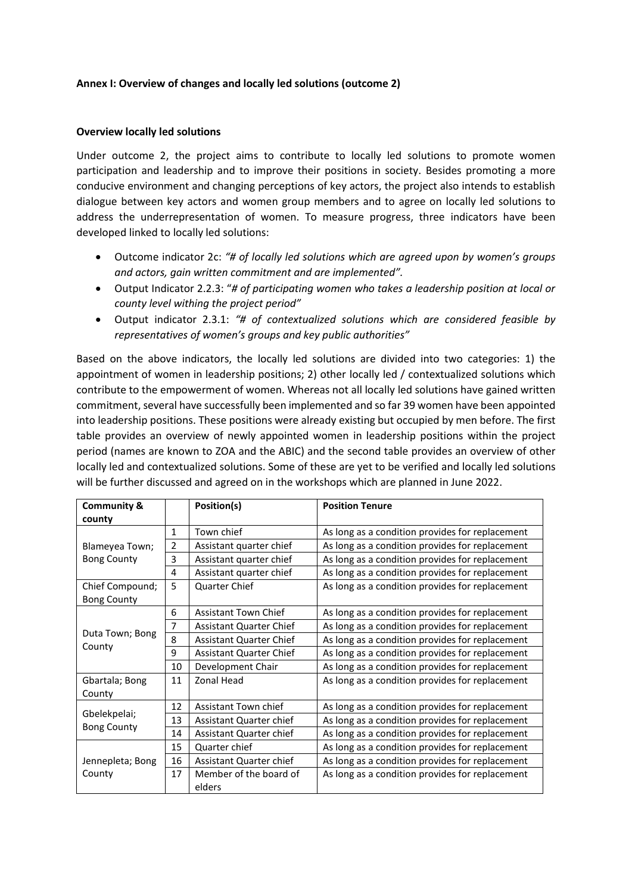**Annex I: Overview of changes and locally led solutions (outcome 2)**

**Overview locally led solutions**

Under outcome 2, the project aims to contribute to locally led solutions to promote women participation and leadership and to improve their positions in society. Besides promoting a more conducive environment and changing perceptions of key actors, the project also intends to establish dialogue between key actors and women group members and to agree on locally led solutions to address the underrepresentation of women. To measure progress, three indicators have been developed linked to locally led solutions:

- Outcome indicator 2c: *"# of locally led solutions which are agreed upon by women's groups and actors, gain written commitment and are implemented".*
- Output Indicator 2.2.3: "*# of participating women who takes a leadership position at local or county level withing the project period"*
- Output indicator 2.3.1: *"# of contextualized solutions which are considered feasible by representatives of women's groups and key public authorities"*

Based on the above indicators, the locally led solutions are divided into two categories: 1) the appointment of women in leadership positions; 2) other locally led / contextualized solutions which contribute to the empowerment of women. Whereas not all locally led solutions have gained written commitment, several have successfully been implemented and so far 39 women have been appointed into leadership positions. These positions were already existing but occupied by men before. The first table provides an overview of newly appointed women in leadership positions within the project period (names are known to ZOA and the ABIC) and the second table provides an overview of other locally led and contextualized solutions. Some of these are yet to be verified and locally led solutions will be further discussed and agreed on in the workshops which are planned in June 2022.

| Community & county | | Position(s) | Position Tenure |
|---|---|---|---|
| Blameyea Town; Bong County | 1 | Town chief | As long as a condition provides for replacement |
| | 2 | Assistant quarter chief | As long as a condition provides for replacement |
| | 3 | Assistant quarter chief | As long as a condition provides for replacement |
| | 4 | Assistant quarter chief | As long as a condition provides for replacement |
| Chief Compound; Bong County | 5 | Quarter Chief | As long as a condition provides for replacement |
| Duta Town; Bong County | 6 | Assistant Town Chief | As long as a condition provides for replacement |
| | 7 | Assistant Quarter Chief | As long as a condition provides for replacement |
| | 8 | Assistant Quarter Chief | As long as a condition provides for replacement |
| | 9 | Assistant Quarter Chief | As long as a condition provides for replacement |
| | 10 | Development Chair | As long as a condition provides for replacement |
| Gbartala; Bong County | 11 | Zonal Head | As long as a condition provides for replacement |
| Gbelekpelai; Bong County | 12 | Assistant Town chief | As long as a condition provides for replacement |
| | 13 | Assistant Quarter chief | As long as a condition provides for replacement |
| | 14 | Assistant Quarter chief | As long as a condition provides for replacement |
| Jennepleta; Bong County | 15 | Quarter chief | As long as a condition provides for replacement |
| | 16 | Assistant Quarter chief | As long as a condition provides for replacement |
| | 17 | Member of the board of elders | As long as a condition provides for replacement |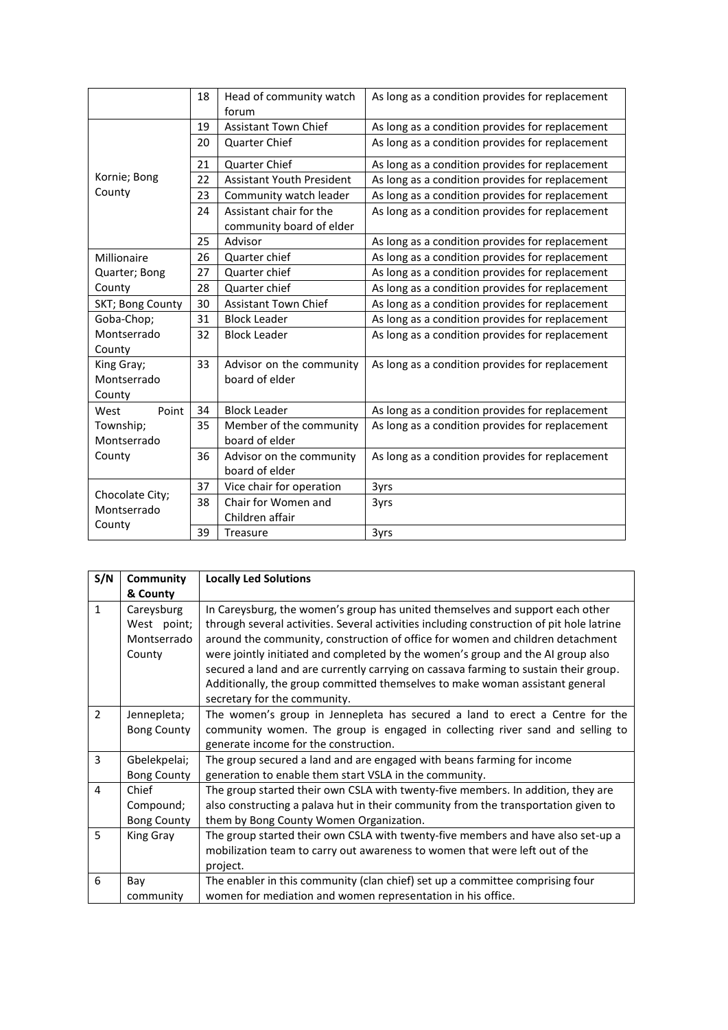| | | | |
|---|---|---|---|
| | 18 | Head of community watch forum | As long as a condition provides for replacement |
| Kornie; Bong County | 19 | Assistant Town Chief | As long as a condition provides for replacement |
| | 20 | Quarter Chief | As long as a condition provides for replacement |
| | 21 | Quarter Chief | As long as a condition provides for replacement |
| | 22 | Assistant Youth President | As long as a condition provides for replacement |
| | 23 | Community watch leader | As long as a condition provides for replacement |
| | 24 | Assistant chair for the community board of elder | As long as a condition provides for replacement |
| | 25 | Advisor | As long as a condition provides for replacement |
| Millionaire Quarter; Bong County | 26 | Quarter chief | As long as a condition provides for replacement |
| | 27 | Quarter chief | As long as a condition provides for replacement |
| | 28 | Quarter chief | As long as a condition provides for replacement |
| SKT; Bong County | 30 | Assistant Town Chief | As long as a condition provides for replacement |
| Goba-Chop; Montserrado County | 31 | Block Leader | As long as a condition provides for replacement |
| | 32 | Block Leader | As long as a condition provides for replacement |
| King Gray; Montserrado County | 33 | Advisor on the community board of elder | As long as a condition provides for replacement |
| West Point Township; Montserrado County | 34 | Block Leader | As long as a condition provides for replacement |
| | 35 | Member of the community board of elder | As long as a condition provides for replacement |
| | 36 | Advisor on the community board of elder | As long as a condition provides for replacement |
| Chocolate City; Montserrado County | 37 | Vice chair for operation | 3yrs |
| | 38 | Chair for Women and Children affair | 3yrs |
| | 39 | Treasure | 3yrs |

| S/N | Community & County | Locally Led Solutions |
|---|---|---|
| 1 | Careysburg West point; Montserrado County | In Careysburg, the women's group has united themselves and support each other through several activities. Several activities including construction of pit hole latrine around the community, construction of office for women and children detachment were jointly initiated and completed by the women's group and the AI group also secured a land and are currently carrying on cassava farming to sustain their group. Additionally, the group committed themselves to make woman assistant general secretary for the community. |
| 2 | Jennepleta; Bong County | The women's group in Jennepleta has secured a land to erect a Centre for the community women. The group is engaged in collecting river sand and selling to generate income for the construction. |
| 3 | Gbelekpelai; Bong County | The group secured a land and are engaged with beans farming for income generation to enable them start VSLA in the community. |
| 4 | Chief Compound; Bong County | The group started their own CSLA with twenty-five members. In addition, they are also constructing a palava hut in their community from the transportation given to them by Bong County Women Organization. |
| 5 | King Gray | The group started their own CSLA with twenty-five members and have also set-up a mobilization team to carry out awareness to women that were left out of the project. |
| 6 | Bay community | The enabler in this community (clan chief) set up a committee comprising four women for mediation and women representation in his office. |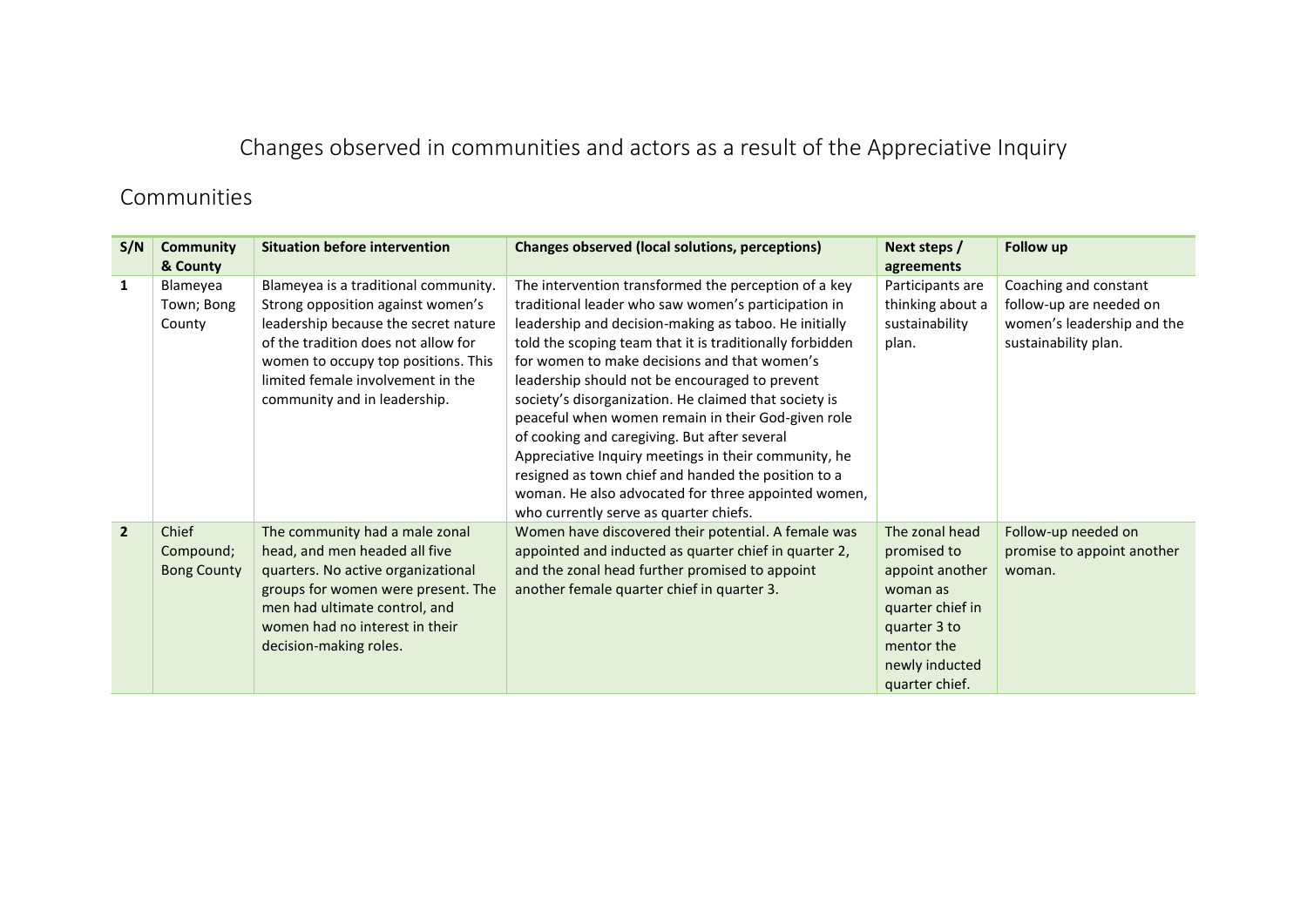# Changes observed in communities and actors as a result of the Appreciative Inquiry

## Communities

| S/N | Community & County | Situation before intervention | Changes observed (local solutions, perceptions) | Next steps / agreements | Follow up |
|---|---|---|---|---|---|
| **1** | Blameyea Town; Bong County | Blameyea is a traditional community. Strong opposition against women's leadership because the secret nature of the tradition does not allow for women to occupy top positions. This limited female involvement in the community and in leadership. | The intervention transformed the perception of a key traditional leader who saw women's participation in leadership and decision-making as taboo. He initially told the scoping team that it is traditionally forbidden for women to make decisions and that women's leadership should not be encouraged to prevent society's disorganization. He claimed that society is peaceful when women remain in their God-given role of cooking and caregiving. But after several Appreciative Inquiry meetings in their community, he resigned as town chief and handed the position to a woman. He also advocated for three appointed women, who currently serve as quarter chiefs. | Participants are thinking about a sustainability plan. | Coaching and constant follow-up are needed on women's leadership and the sustainability plan. |
| **2** | Chief Compound; Bong County | The community had a male zonal head, and men headed all five quarters. No active organizational groups for women were present. The men had ultimate control, and women had no interest in their decision-making roles. | Women have discovered their potential. A female was appointed and inducted as quarter chief in quarter 2, and the zonal head further promised to appoint another female quarter chief in quarter 3. | The zonal head promised to appoint another woman as quarter chief in quarter 3 to mentor the newly inducted quarter chief. | Follow-up needed on promise to appoint another woman. |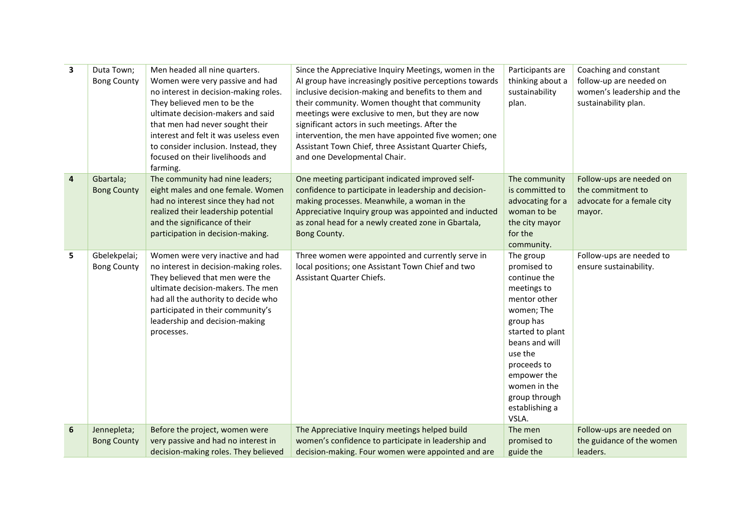| 3 | Duta Town; Bong County | Men headed all nine quarters. Women were very passive and had no interest in decision-making roles. They believed men to be the ultimate decision-makers and said that men had never sought their interest and felt it was useless even to consider inclusion. Instead, they focused on their livelihoods and farming. | Since the Appreciative Inquiry Meetings, women in the AI group have increasingly positive perceptions towards inclusive decision-making and benefits to them and their community. Women thought that community meetings were exclusive to men, but they are now significant actors in such meetings. After the intervention, the men have appointed five women; one Assistant Town Chief, three Assistant Quarter Chiefs, and one Developmental Chair. | Participants are thinking about a sustainability plan. | Coaching and constant follow-up are needed on women's leadership and the sustainability plan. |
|---|---|---|---|---|---|
| 4 | Gbartala; Bong County | The community had nine leaders; eight males and one female. Women had no interest since they had not realized their leadership potential and the significance of their participation in decision-making. | One meeting participant indicated improved self-confidence to participate in leadership and decision-making processes. Meanwhile, a woman in the Appreciative Inquiry group was appointed and inducted as zonal head for a newly created zone in Gbartala, Bong County. | The community is committed to advocating for a woman to be the city mayor for the community. | Follow-ups are needed on the commitment to advocate for a female city mayor. |
| 5 | Gbelekpelai; Bong County | Women were very inactive and had no interest in decision-making roles. They believed that men were the ultimate decision-makers. The men had all the authority to decide who participated in their community's leadership and decision-making processes. | Three women were appointed and currently serve in local positions; one Assistant Town Chief and two Assistant Quarter Chiefs. | The group promised to continue the meetings to mentor other women; The group has started to plant beans and will use the proceeds to empower the women in the group through establishing a VSLA. | Follow-ups are needed to ensure sustainability. |
| 6 | Jennepleta; Bong County | Before the project, women were very passive and had no interest in decision-making roles. They believed | The Appreciative Inquiry meetings helped build women's confidence to participate in leadership and decision-making. Four women were appointed and are | The men promised to guide the | Follow-ups are needed on the guidance of the women leaders. |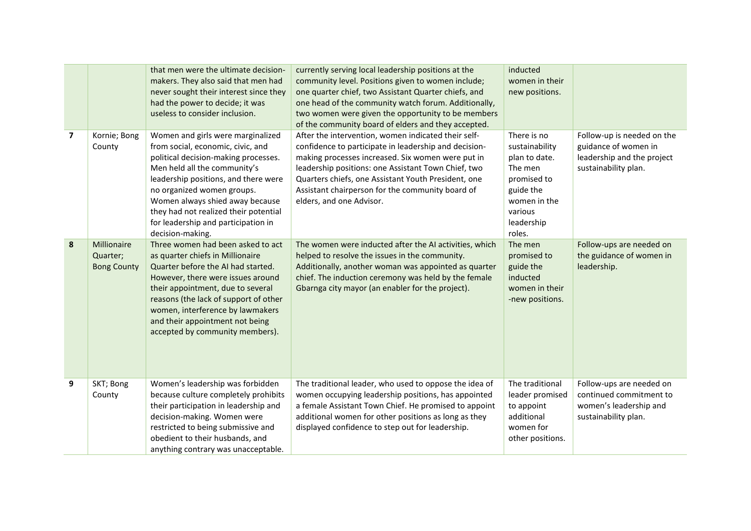|  |  | that men were the ultimate decision-makers. They also said that men had never sought their interest since they had the power to decide; it was useless to consider inclusion. | currently serving local leadership positions at the community level. Positions given to women include; one quarter chief, two Assistant Quarter chiefs, and one head of the community watch forum. Additionally, two women were given the opportunity to be members of the community board of elders and they accepted. | inducted women in their new positions. |  |
|---|---|---|---|---|---|
| **7** | Kornie; Bong County | Women and girls were marginalized from social, economic, civic, and political decision-making processes. Men held all the community's leadership positions, and there were no organized women groups. Women always shied away because they had not realized their potential for leadership and participation in decision-making. | After the intervention, women indicated their self-confidence to participate in leadership and decision-making processes increased. Six women were put in leadership positions: one Assistant Town Chief, two Quarters chiefs, one Assistant Youth President, one Assistant chairperson for the community board of elders, and one Advisor. | There is no sustainability plan to date. The men promised to guide the women in the various leadership roles. | Follow-up is needed on the guidance of women in leadership and the project sustainability plan. |
| **8** | Millionaire Quarter; Bong County | Three women had been asked to act as quarter chiefs in Millionaire Quarter before the AI had started. However, there were issues around their appointment, due to several reasons (the lack of support of other women, interference by lawmakers and their appointment not being accepted by community members). | The women were inducted after the AI activities, which helped to resolve the issues in the community. Additionally, another woman was appointed as quarter chief. The induction ceremony was held by the female Gbarnga city mayor (an enabler for the project). | The men promised to guide the inducted women in their -new positions. | Follow-ups are needed on the guidance of women in leadership. |
| **9** | SKT; Bong County | Women's leadership was forbidden because culture completely prohibits their participation in leadership and decision-making. Women were restricted to being submissive and obedient to their husbands, and anything contrary was unacceptable. | The traditional leader, who used to oppose the idea of women occupying leadership positions, has appointed a female Assistant Town Chief. He promised to appoint additional women for other positions as long as they displayed confidence to step out for leadership. | The traditional leader promised to appoint additional women for other positions. | Follow-ups are needed on continued commitment to women's leadership and sustainability plan. |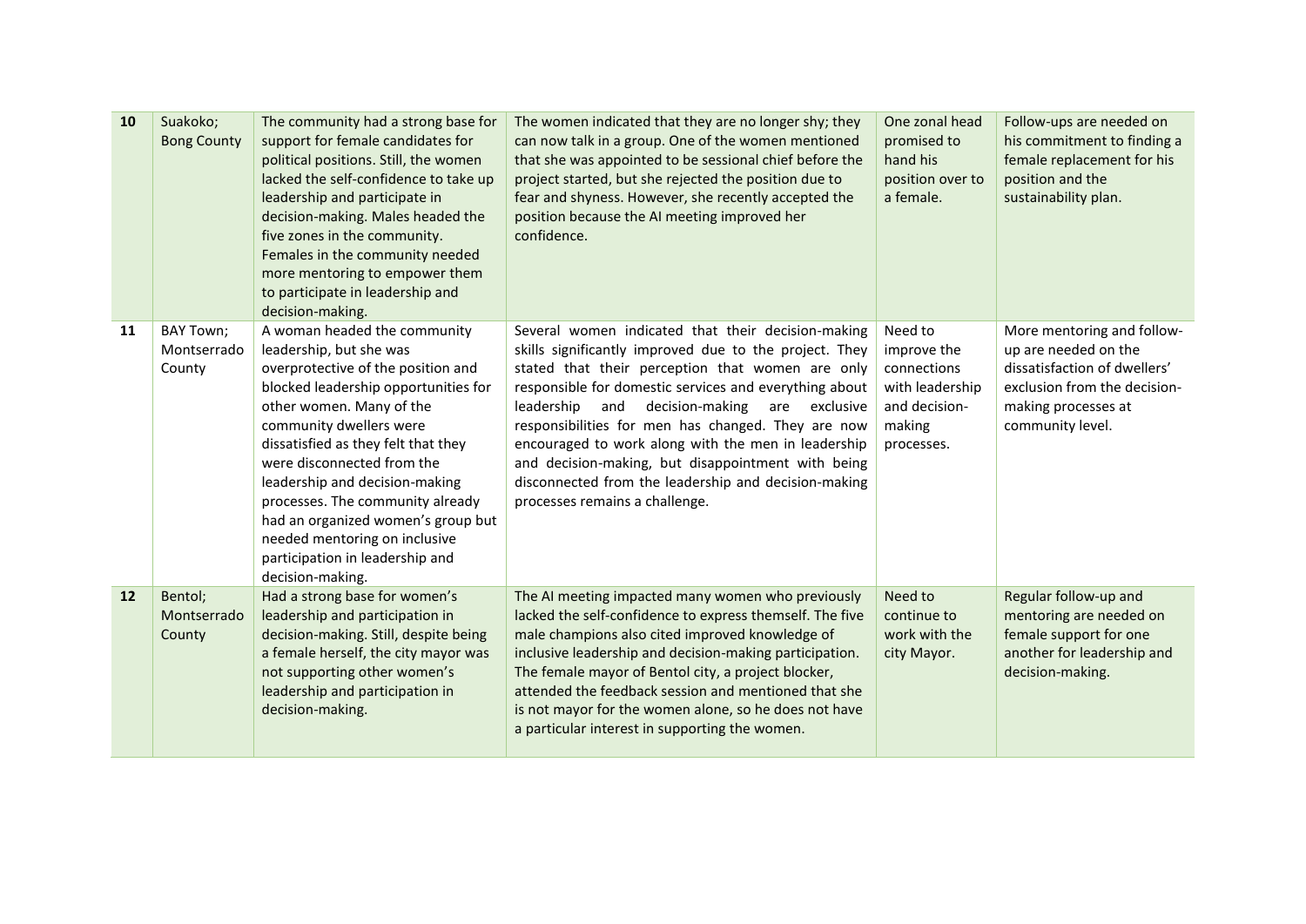| 10 | Suakoko; Bong County | The community had a strong base for support for female candidates for political positions. Still, the women lacked the self-confidence to take up leadership and participate in decision-making. Males headed the five zones in the community. Females in the community needed more mentoring to empower them to participate in leadership and decision-making. | The women indicated that they are no longer shy; they can now talk in a group. One of the women mentioned that she was appointed to be sessional chief before the project started, but she rejected the position due to fear and shyness. However, she recently accepted the position because the AI meeting improved her confidence. | One zonal head promised to hand his position over to a female. | Follow-ups are needed on his commitment to finding a female replacement for his position and the sustainability plan. |
|---|---|---|---|---|---|
| 11 | BAY Town; Montserrado County | A woman headed the community leadership, but she was overprotective of the position and blocked leadership opportunities for other women. Many of the community dwellers were dissatisfied as they felt that they were disconnected from the leadership and decision-making processes. The community already had an organized women's group but needed mentoring on inclusive participation in leadership and decision-making. | Several women indicated that their decision-making skills significantly improved due to the project. They stated that their perception that women are only responsible for domestic services and everything about leadership and decision-making are exclusive responsibilities for men has changed. They are now encouraged to work along with the men in leadership and decision-making, but disappointment with being disconnected from the leadership and decision-making processes remains a challenge. | Need to improve the connections with leadership and decision-making processes. | More mentoring and follow-up are needed on the dissatisfaction of dwellers' exclusion from the decision-making processes at community level. |
| 12 | Bentol; Montserrado County | Had a strong base for women's leadership and participation in decision-making. Still, despite being a female herself, the city mayor was not supporting other women's leadership and participation in decision-making. | The AI meeting impacted many women who previously lacked the self-confidence to express themself. The five male champions also cited improved knowledge of inclusive leadership and decision-making participation. The female mayor of Bentol city, a project blocker, attended the feedback session and mentioned that she is not mayor for the women alone, so he does not have a particular interest in supporting the women. | Need to continue to work with the city Mayor. | Regular follow-up and mentoring are needed on female support for one another for leadership and decision-making. |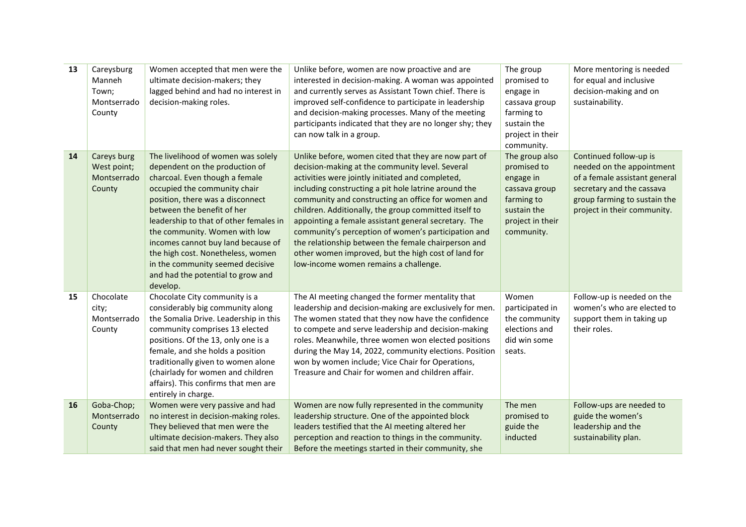| 13 | Careysburg Manneh Town; Montserrado County | Women accepted that men were the ultimate decision-makers; they lagged behind and had no interest in decision-making roles. | Unlike before, women are now proactive and are interested in decision-making. A woman was appointed and currently serves as Assistant Town chief. There is improved self-confidence to participate in leadership and decision-making processes. Many of the meeting participants indicated that they are no longer shy; they can now talk in a group. | The group promised to engage in cassava group farming to sustain the project in their community. | More mentoring is needed for equal and inclusive decision-making and on sustainability. |
|---|---|---|---|---|---|
| 14 | Careys burg West point; Montserrado County | The livelihood of women was solely dependent on the production of charcoal. Even though a female occupied the community chair position, there was a disconnect between the benefit of her leadership to that of other females in the community. Women with low incomes cannot buy land because of the high cost. Nonetheless, women in the community seemed decisive and had the potential to grow and develop. | Unlike before, women cited that they are now part of decision-making at the community level. Several activities were jointly initiated and completed, including constructing a pit hole latrine around the community and constructing an office for women and children. Additionally, the group committed itself to appointing a female assistant general secretary. The community's perception of women's participation and the relationship between the female chairperson and other women improved, but the high cost of land for low-income women remains a challenge. | The group also promised to engage in cassava group farming to sustain the project in their community. | Continued follow-up is needed on the appointment of a female assistant general secretary and the cassava group farming to sustain the project in their community. |
| 15 | Chocolate city; Montserrado County | Chocolate City community is a considerably big community along the Somalia Drive. Leadership in this community comprises 13 elected positions. Of the 13, only one is a female, and she holds a position traditionally given to women alone (chairlady for women and children affairs). This confirms that men are entirely in charge. | The AI meeting changed the former mentality that leadership and decision-making are exclusively for men. The women stated that they now have the confidence to compete and serve leadership and decision-making roles. Meanwhile, three women won elected positions during the May 14, 2022, community elections. Position won by women include; Vice Chair for Operations, Treasure and Chair for women and children affair. | Women participated in the community elections and did win some seats. | Follow-up is needed on the women's who are elected to support them in taking up their roles. |
| 16 | Goba-Chop; Montserrado County | Women were very passive and had no interest in decision-making roles. They believed that men were the ultimate decision-makers. They also said that men had never sought their | Women are now fully represented in the community leadership structure. One of the appointed block leaders testified that the AI meeting altered her perception and reaction to things in the community. Before the meetings started in their community, she | The men promised to guide the inducted | Follow-ups are needed to guide the women's leadership and the sustainability plan. |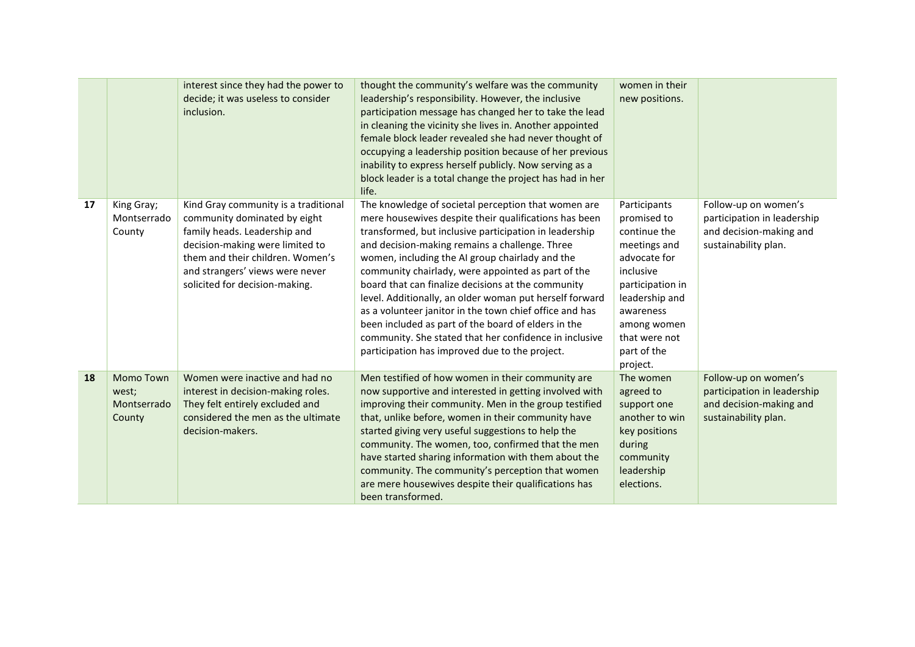| | | | | | |
|---|---|---|---|---|---|
| | | interest since they had the power to decide; it was useless to consider inclusion. | thought the community's welfare was the community leadership's responsibility. However, the inclusive participation message has changed her to take the lead in cleaning the vicinity she lives in. Another appointed female block leader revealed she had never thought of occupying a leadership position because of her previous inability to express herself publicly. Now serving as a block leader is a total change the project has had in her life. | women in their new positions. | |
| **17** | King Gray; Montserrado County | Kind Gray community is a traditional community dominated by eight family heads. Leadership and decision-making were limited to them and their children. Women's and strangers' views were never solicited for decision-making. | The knowledge of societal perception that women are mere housewives despite their qualifications has been transformed, but inclusive participation in leadership and decision-making remains a challenge. Three women, including the AI group chairlady and the community chairlady, were appointed as part of the board that can finalize decisions at the community level. Additionally, an older woman put herself forward as a volunteer janitor in the town chief office and has been included as part of the board of elders in the community. She stated that her confidence in inclusive participation has improved due to the project. | Participants promised to continue the meetings and advocate for inclusive participation in leadership and awareness among women that were not part of the project. | Follow-up on women's participation in leadership and decision-making and sustainability plan. |
| **18** | Momo Town west; Montserrado County | Women were inactive and had no interest in decision-making roles. They felt entirely excluded and considered the men as the ultimate decision-makers. | Men testified of how women in their community are now supportive and interested in getting involved with improving their community. Men in the group testified that, unlike before, women in their community have started giving very useful suggestions to help the community. The women, too, confirmed that the men have started sharing information with them about the community. The community's perception that women are mere housewives despite their qualifications has been transformed. | The women agreed to support one another to win key positions during community leadership elections. | Follow-up on women's participation in leadership and decision-making and sustainability plan. |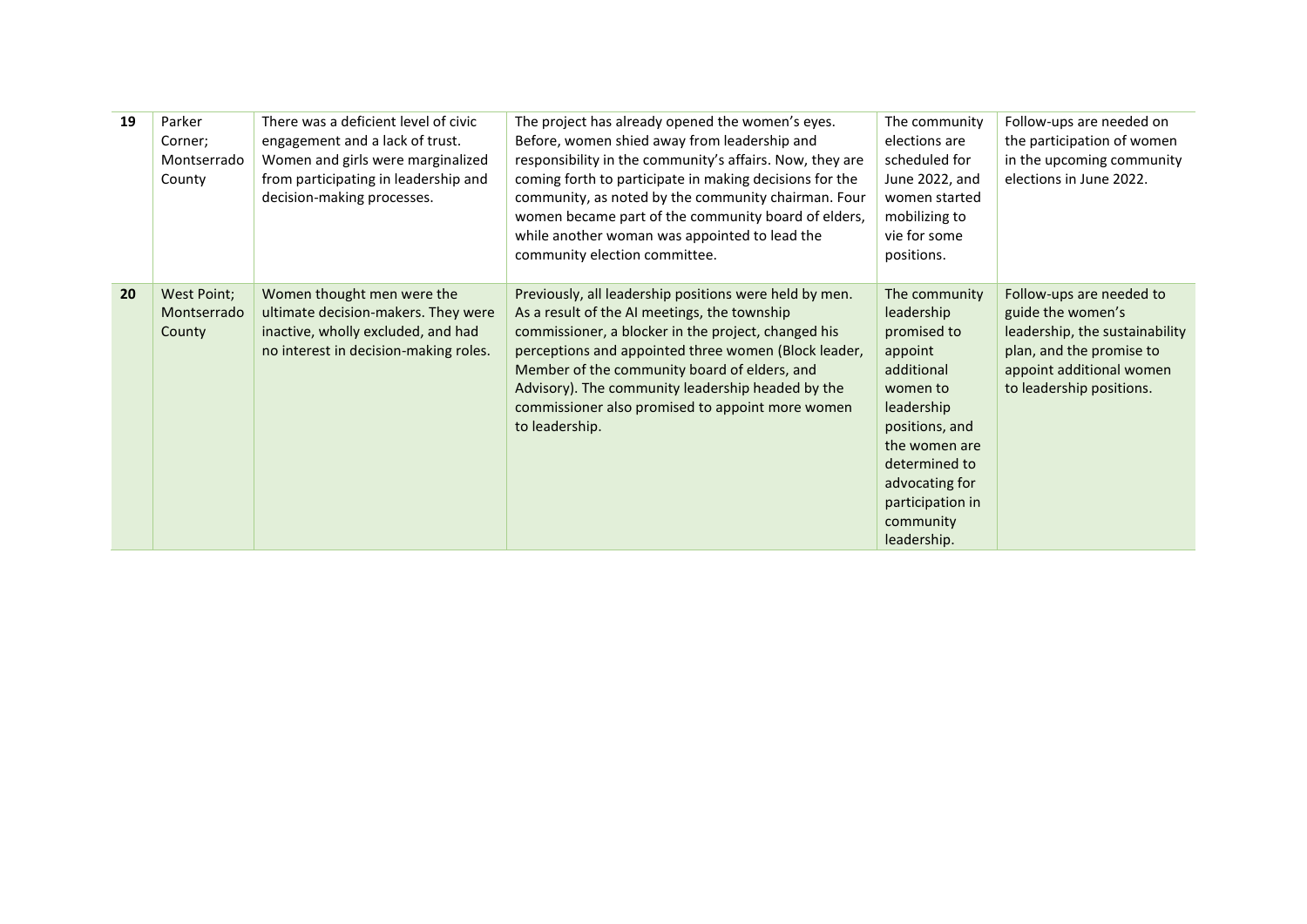| 19 | Parker Corner; Montserrado County | There was a deficient level of civic engagement and a lack of trust. Women and girls were marginalized from participating in leadership and decision-making processes. | The project has already opened the women's eyes. Before, women shied away from leadership and responsibility in the community's affairs. Now, they are coming forth to participate in making decisions for the community, as noted by the community chairman. Four women became part of the community board of elders, while another woman was appointed to lead the community election committee. | The community elections are scheduled for June 2022, and women started mobilizing to vie for some positions. | Follow-ups are needed on the participation of women in the upcoming community elections in June 2022. |
|---|---|---|---|---|---|
| 20 | West Point; Montserrado County | Women thought men were the ultimate decision-makers. They were inactive, wholly excluded, and had no interest in decision-making roles. | Previously, all leadership positions were held by men. As a result of the AI meetings, the township commissioner, a blocker in the project, changed his perceptions and appointed three women (Block leader, Member of the community board of elders, and Advisory). The community leadership headed by the commissioner also promised to appoint more women to leadership. | The community leadership promised to appoint additional women to leadership positions, and the women are determined to advocating for participation in community leadership. | Follow-ups are needed to guide the women's leadership, the sustainability plan, and the promise to appoint additional women to leadership positions. |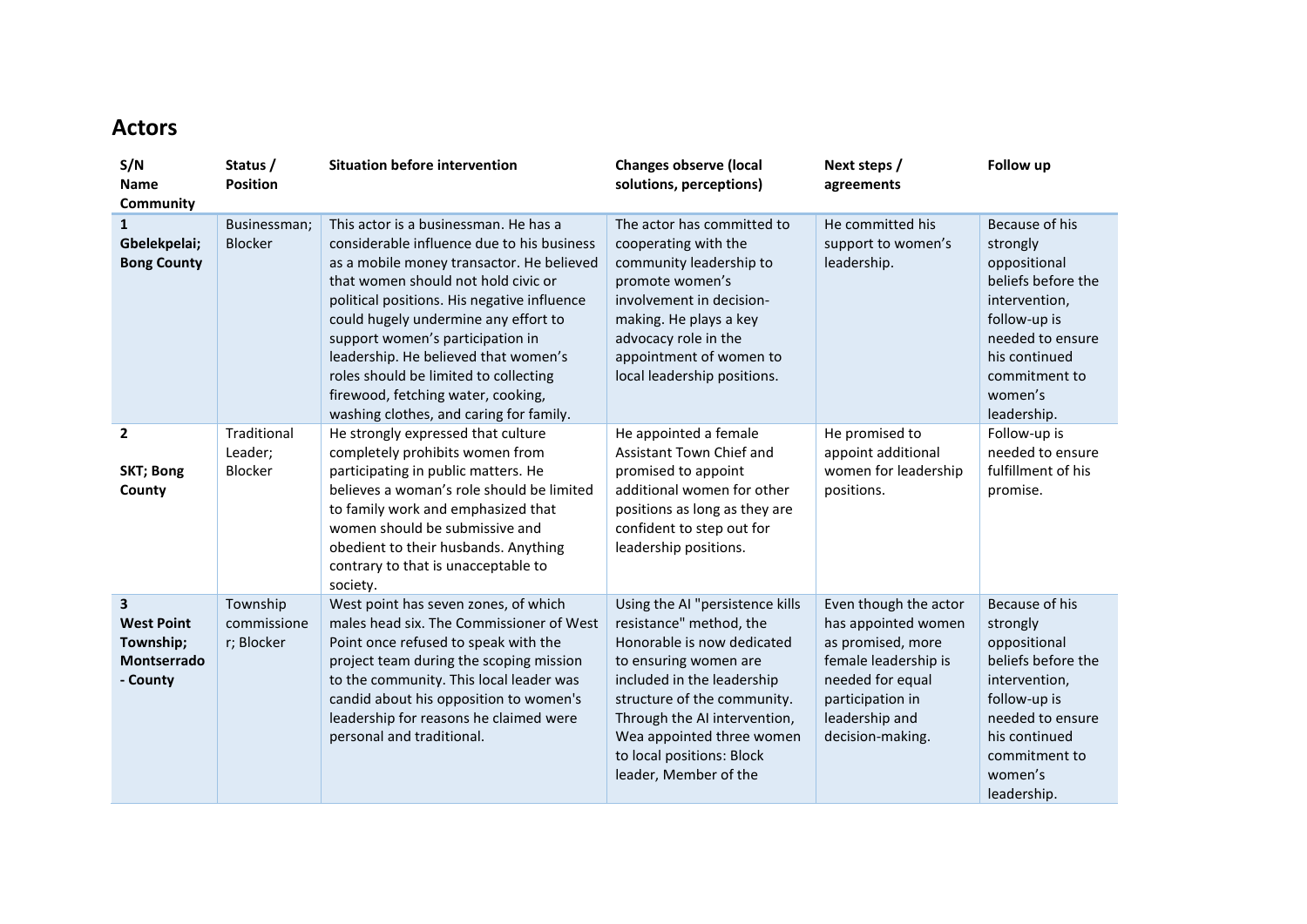## Actors

| S/N Name Community | Status / Position | Situation before intervention | Changes observe (local solutions, perceptions) | Next steps / agreements | Follow up |
|---|---|---|---|---|---|
| **1 Gbelekpelai; Bong County** | Businessman; Blocker | This actor is a businessman. He has a considerable influence due to his business as a mobile money transactor. He believed that women should not hold civic or political positions. His negative influence could hugely undermine any effort to support women's participation in leadership. He believed that women's roles should be limited to collecting firewood, fetching water, cooking, washing clothes, and caring for family. | The actor has committed to cooperating with the community leadership to promote women's involvement in decision-making. He plays a key advocacy role in the appointment of women to local leadership positions. | He committed his support to women's leadership. | Because of his strongly oppositional beliefs before the intervention, follow-up is needed to ensure his continued commitment to women's leadership. |
| **2 SKT; Bong County** | Traditional Leader; Blocker | He strongly expressed that culture completely prohibits women from participating in public matters. He believes a woman's role should be limited to family work and emphasized that women should be submissive and obedient to their husbands. Anything contrary to that is unacceptable to society. | He appointed a female Assistant Town Chief and promised to appoint additional women for other positions as long as they are confident to step out for leadership positions. | He promised to appoint additional women for leadership positions. | Follow-up is needed to ensure fulfillment of his promise. |
| **3 West Point Township; Montserrado - County** | Township commissioner; Blocker | West point has seven zones, of which males head six. The Commissioner of West Point once refused to speak with the project team during the scoping mission to the community. This local leader was candid about his opposition to women's leadership for reasons he claimed were personal and traditional. | Using the AI "persistence kills resistance" method, the Honorable is now dedicated to ensuring women are included in the leadership structure of the community. Through the AI intervention, Wea appointed three women to local positions: Block leader, Member of the | Even though the actor has appointed women as promised, more female leadership is needed for equal participation in leadership and decision-making. | Because of his strongly oppositional beliefs before the intervention, follow-up is needed to ensure his continued commitment to women's leadership. |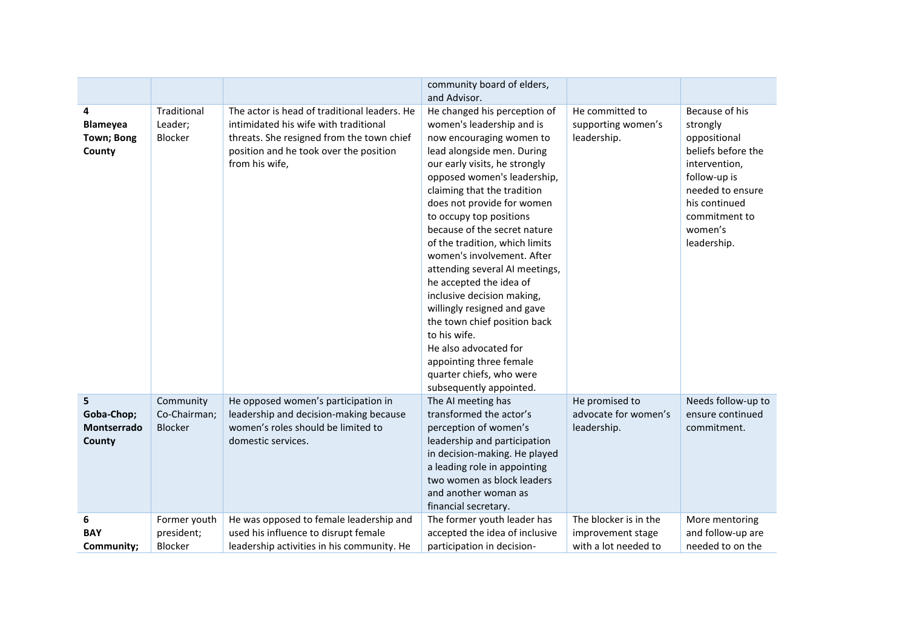| | | | community board of elders, and Advisor. | | |
|---|---|---|---|---|---|
| 4 **Blameyea Town; Bong County** | Traditional Leader; Blocker | The actor is head of traditional leaders. He intimidated his wife with traditional threats. She resigned from the town chief position and he took over the position from his wife, | He changed his perception of women's leadership and is now encouraging women to lead alongside men. During our early visits, he strongly opposed women's leadership, claiming that the tradition does not provide for women to occupy top positions because of the secret nature of the tradition, which limits women's involvement. After attending several AI meetings, he accepted the idea of inclusive decision making, willingly resigned and gave the town chief position back to his wife. He also advocated for appointing three female quarter chiefs, who were subsequently appointed. | He committed to supporting women's leadership. | Because of his strongly oppositional beliefs before the intervention, follow-up is needed to ensure his continued commitment to women's leadership. |
| 5 **Goba-Chop; Montserrado County** | Community Co-Chairman; Blocker | He opposed women's participation in leadership and decision-making because women's roles should be limited to domestic services. | The AI meeting has transformed the actor's perception of women's leadership and participation in decision-making. He played a leading role in appointing two women as block leaders and another woman as financial secretary. | He promised to advocate for women's leadership. | Needs follow-up to ensure continued commitment. |
| 6 **BAY Community;** | Former youth president; Blocker | He was opposed to female leadership and used his influence to disrupt female leadership activities in his community. He | The former youth leader has accepted the idea of inclusive participation in decision- | The blocker is in the improvement stage with a lot needed to | More mentoring and follow-up are needed to on the |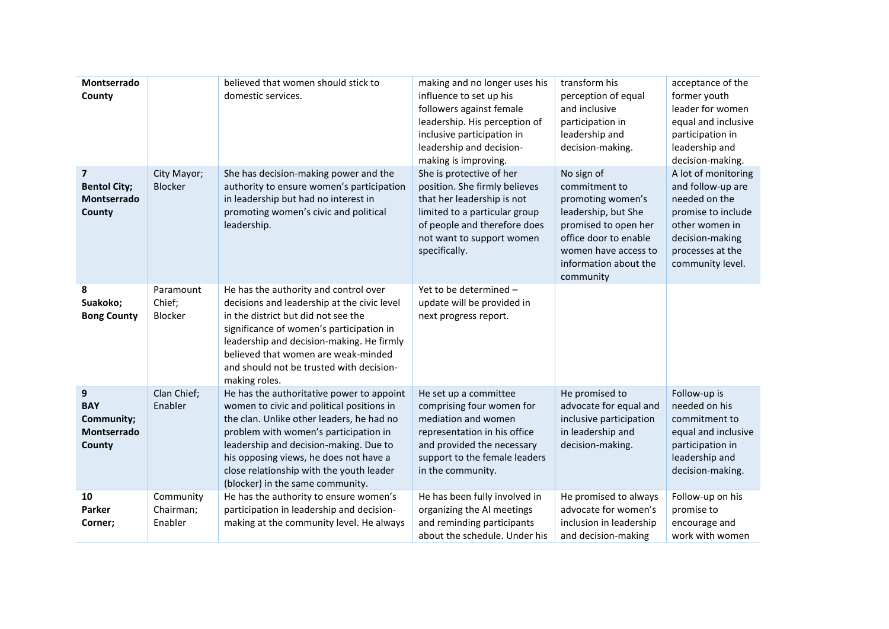| | | | | | |
|---|---|---|---|---|---|
| **Montserrado County** | | believed that women should stick to domestic services. | making and no longer uses his influence to set up his followers against female leadership. His perception of inclusive participation in leadership and decision-making is improving. | transform his perception of equal and inclusive participation in leadership and decision-making. | acceptance of the former youth leader for women equal and inclusive participation in leadership and decision-making. |
| **7 Bentol City; Montserrado County** | City Mayor; Blocker | She has decision-making power and the authority to ensure women's participation in leadership but had no interest in promoting women's civic and political leadership. | She is protective of her position. She firmly believes that her leadership is not limited to a particular group of people and therefore does not want to support women specifically. | No sign of commitment to promoting women's leadership, but She promised to open her office door to enable women have access to information about the community | A lot of monitoring and follow-up are needed on the promise to include other women in decision-making processes at the community level. |
| **8 Suakoko; Bong County** | Paramount Chief; Blocker | He has the authority and control over decisions and leadership at the civic level in the district but did not see the significance of women's participation in leadership and decision-making. He firmly believed that women are weak-minded and should not be trusted with decision-making roles. | Yet to be determined – update will be provided in next progress report. | | |
| **9 BAY Community; Montserrado County** | Clan Chief; Enabler | He has the authoritative power to appoint women to civic and political positions in the clan. Unlike other leaders, he had no problem with women's participation in leadership and decision-making. Due to his opposing views, he does not have a close relationship with the youth leader (blocker) in the same community. | He set up a committee comprising four women for mediation and women representation in his office and provided the necessary support to the female leaders in the community. | He promised to advocate for equal and inclusive participation in leadership and decision-making. | Follow-up is needed on his commitment to equal and inclusive participation in leadership and decision-making. |
| **10 Parker Corner;** | Community Chairman; Enabler | He has the authority to ensure women's participation in leadership and decision-making at the community level. He always | He has been fully involved in organizing the AI meetings and reminding participants about the schedule. Under his | He promised to always advocate for women's inclusion in leadership and decision-making | Follow-up on his promise to encourage and work with women |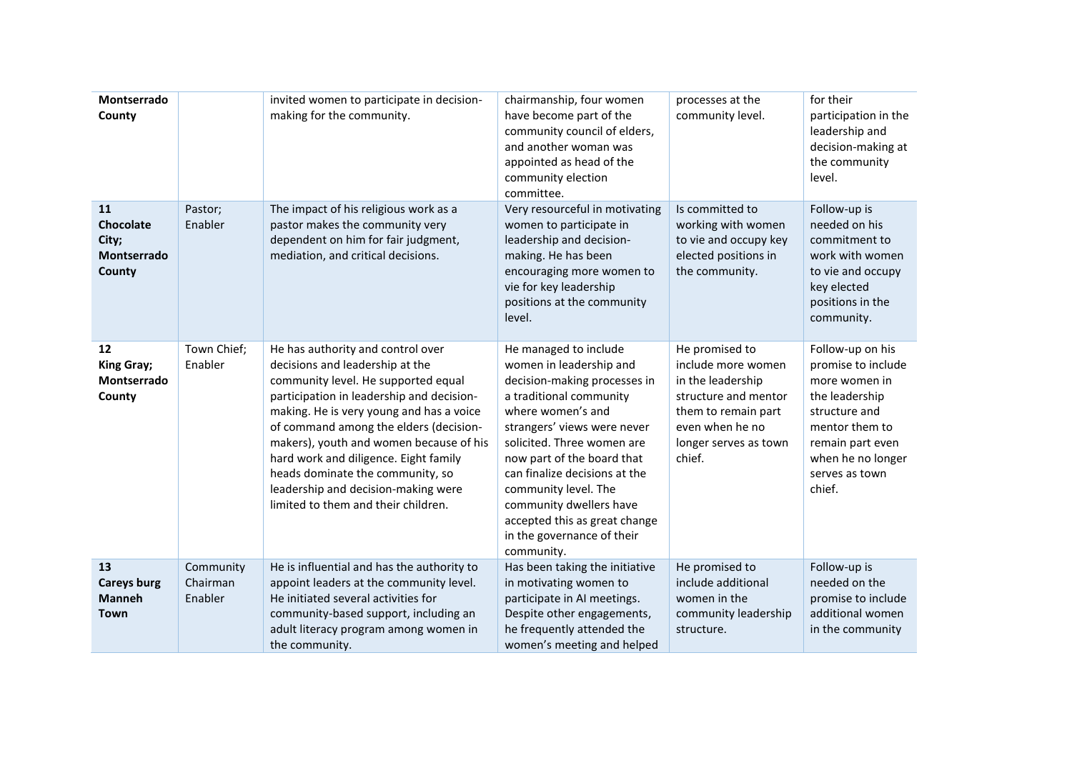| | | | | | |
|---|---|---|---|---|---|
| **Montserrado County** | | invited women to participate in decision-making for the community. | chairmanship, four women have become part of the community council of elders, and another woman was appointed as head of the community election committee. | processes at the community level. | for their participation in the leadership and decision-making at the community level. |
| **11 Chocolate City; Montserrado County** | Pastor; Enabler | The impact of his religious work as a pastor makes the community very dependent on him for fair judgment, mediation, and critical decisions. | Very resourceful in motivating women to participate in leadership and decision-making. He has been encouraging more women to vie for key leadership positions at the community level. | Is committed to working with women to vie and occupy key elected positions in the community. | Follow-up is needed on his commitment to work with women to vie and occupy key elected positions in the community. |
| **12 King Gray; Montserrado County** | Town Chief; Enabler | He has authority and control over decisions and leadership at the community level. He supported equal participation in leadership and decision-making. He is very young and has a voice of command among the elders (decision-makers), youth and women because of his hard work and diligence. Eight family heads dominate the community, so leadership and decision-making were limited to them and their children. | He managed to include women in leadership and decision-making processes in a traditional community where women's and strangers' views were never solicited. Three women are now part of the board that can finalize decisions at the community level. The community dwellers have accepted this as great change in the governance of their community. | He promised to include more women in the leadership structure and mentor them to remain part even when he no longer serves as town chief. | Follow-up on his promise to include more women in the leadership structure and mentor them to remain part even when he no longer serves as town chief. |
| **13 Careys burg Manneh Town** | Community Chairman Enabler | He is influential and has the authority to appoint leaders at the community level. He initiated several activities for community-based support, including an adult literacy program among women in the community. | Has been taking the initiative in motivating women to participate in AI meetings. Despite other engagements, he frequently attended the women's meeting and helped | He promised to include additional women in the community leadership structure. | Follow-up is needed on the promise to include additional women in the community |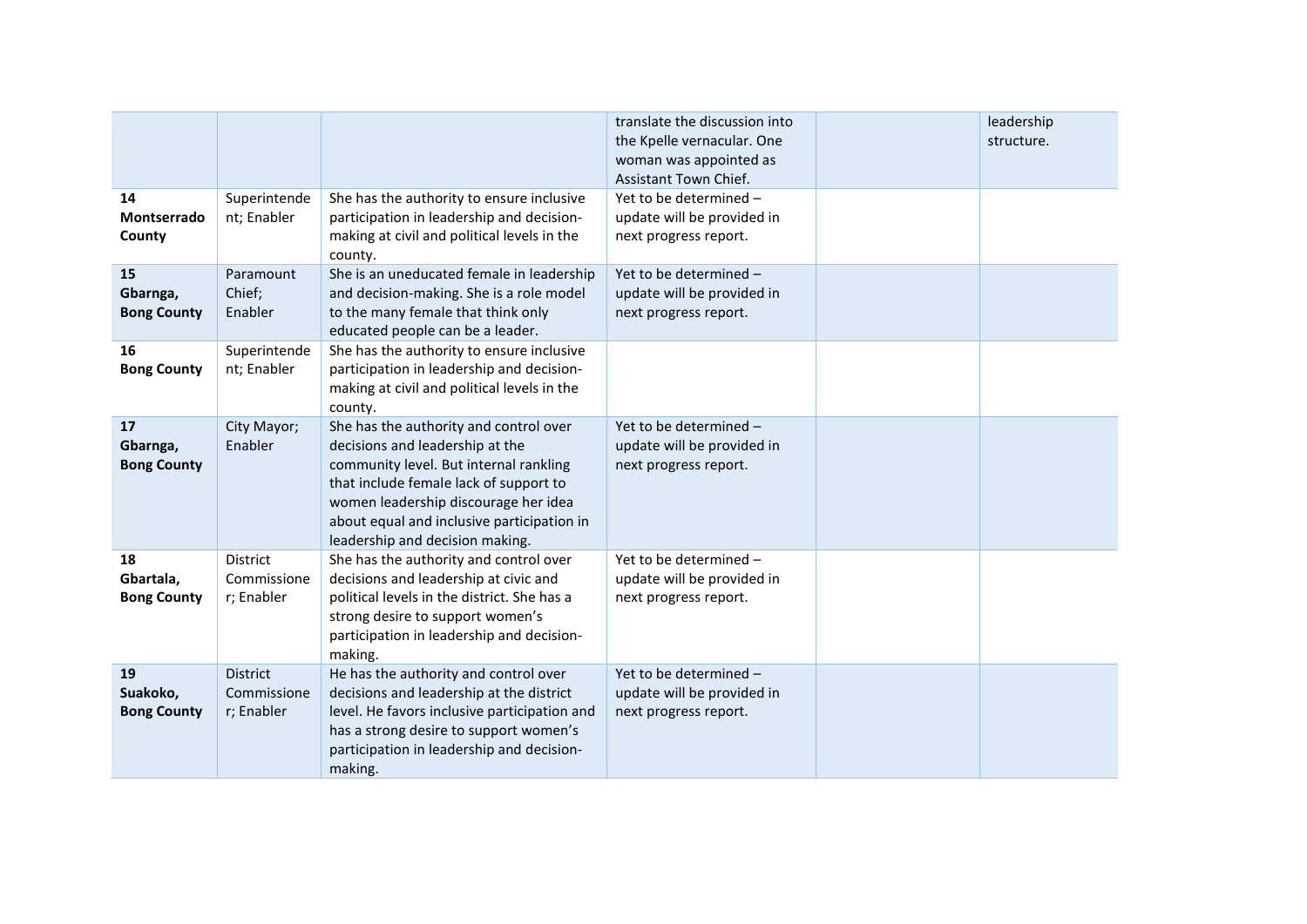| | | | | | |
|---|---|---|---|---|---|
| | | | translate the discussion into the Kpelle vernacular. One woman was appointed as Assistant Town Chief. | | leadership structure. |
| **14 Montserrado County** | Superintendent; Enabler | She has the authority to ensure inclusive participation in leadership and decision-making at civil and political levels in the county. | Yet to be determined – update will be provided in next progress report. | | |
| **15 Gbarnga, Bong County** | Paramount Chief; Enabler | She is an uneducated female in leadership and decision-making. She is a role model to the many female that think only educated people can be a leader. | Yet to be determined – update will be provided in next progress report. | | |
| **16 Bong County** | Superintendent; Enabler | She has the authority to ensure inclusive participation in leadership and decision-making at civil and political levels in the county. | | | |
| **17 Gbarnga, Bong County** | City Mayor; Enabler | She has the authority and control over decisions and leadership at the community level. But internal rankling that include female lack of support to women leadership discourage her idea about equal and inclusive participation in leadership and decision making. | Yet to be determined – update will be provided in next progress report. | | |
| **18 Gbartala, Bong County** | District Commissioner; Enabler | She has the authority and control over decisions and leadership at civic and political levels in the district. She has a strong desire to support women's participation in leadership and decision-making. | Yet to be determined – update will be provided in next progress report. | | |
| **19 Suakoko, Bong County** | District Commissioner; Enabler | He has the authority and control over decisions and leadership at the district level. He favors inclusive participation and has a strong desire to support women's participation in leadership and decision-making. | Yet to be determined – update will be provided in next progress report. | | |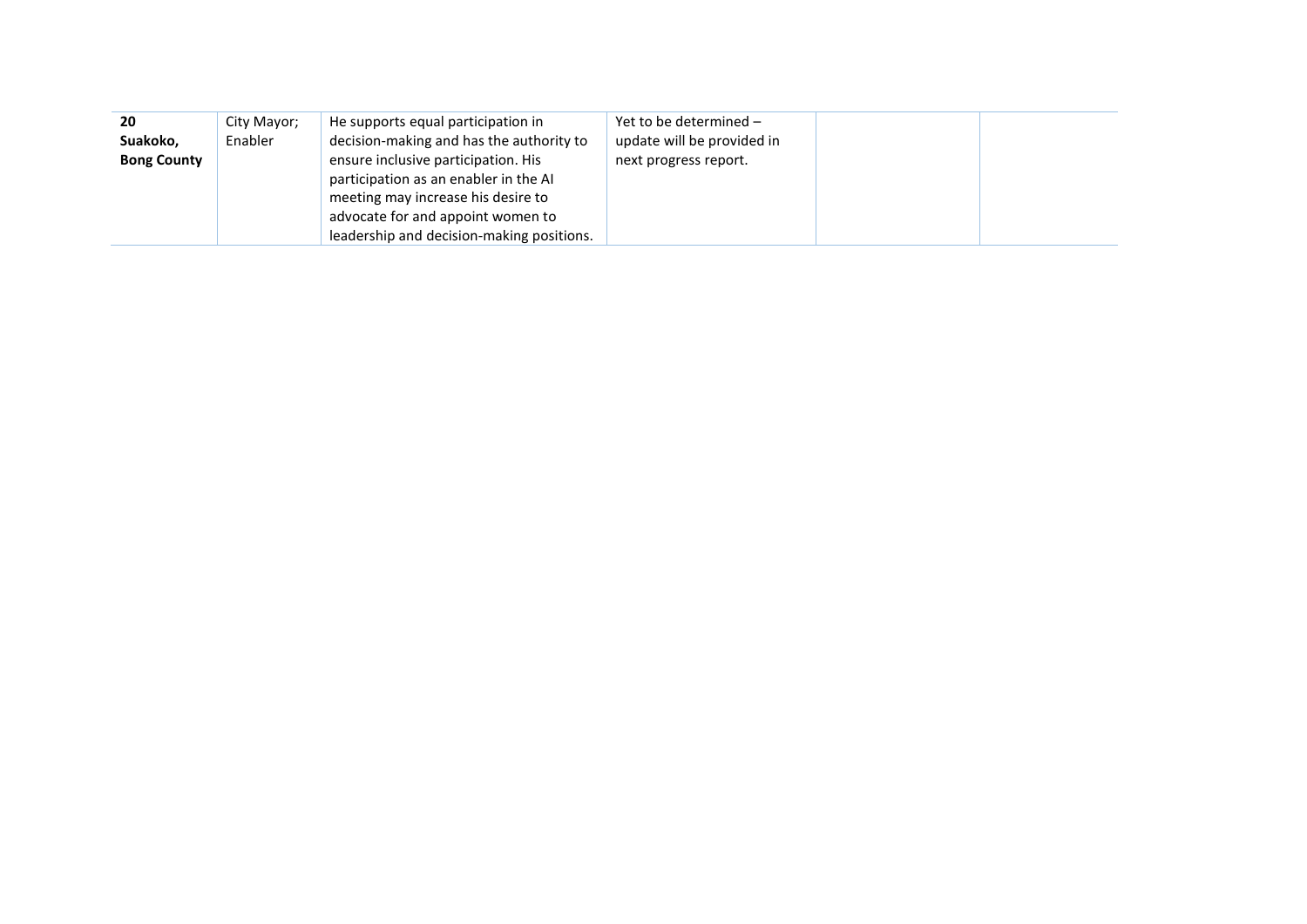| | | | | | |
|---|---|---|---|---|---|
| **20 Suakoko, Bong County** | City Mayor; Enabler | He supports equal participation in decision-making and has the authority to ensure inclusive participation. His participation as an enabler in the AI meeting may increase his desire to advocate for and appoint women to leadership and decision-making positions. | Yet to be determined – update will be provided in next progress report. | | |